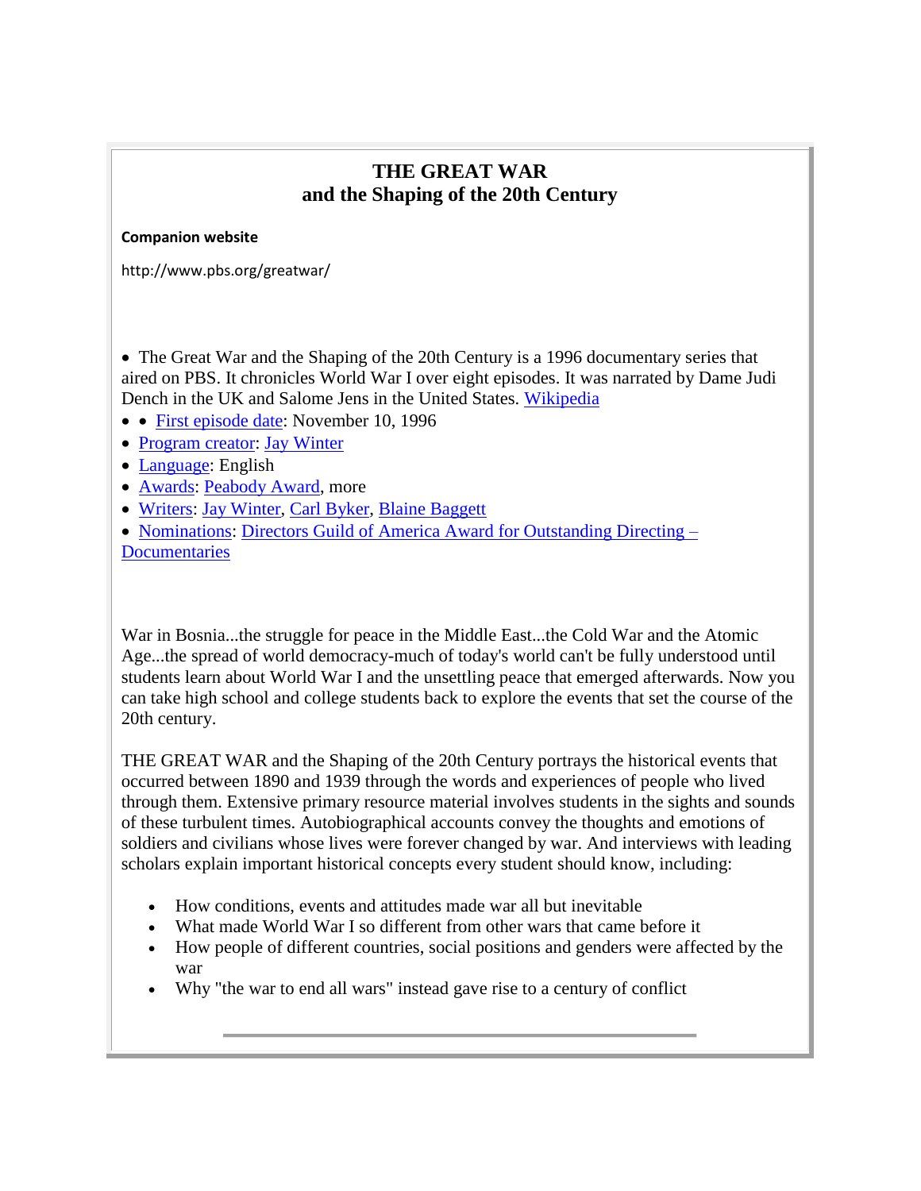# THE GREAT WAR
# and the Shaping of the 20th Century

**Companion website**

http://www.pbs.org/greatwar/

- The Great War and the Shaping of the 20th Century is a 1996 documentary series that aired on PBS. It chronicles World War I over eight episodes. It was narrated by Dame Judi Dench in the UK and Salome Jens in the United States. Wikipedia
- • First episode date: November 10, 1996
- Program creator: Jay Winter
- Language: English
- Awards: Peabody Award, more
- Writers: Jay Winter, Carl Byker, Blaine Baggett
- Nominations: Directors Guild of America Award for Outstanding Directing – Documentaries

War in Bosnia...the struggle for peace in the Middle East...the Cold War and the Atomic Age...the spread of world democracy-much of today's world can't be fully understood until students learn about World War I and the unsettling peace that emerged afterwards. Now you can take high school and college students back to explore the events that set the course of the 20th century.

THE GREAT WAR and the Shaping of the 20th Century portrays the historical events that occurred between 1890 and 1939 through the words and experiences of people who lived through them. Extensive primary resource material involves students in the sights and sounds of these turbulent times. Autobiographical accounts convey the thoughts and emotions of soldiers and civilians whose lives were forever changed by war. And interviews with leading scholars explain important historical concepts every student should know, including:

- How conditions, events and attitudes made war all but inevitable
- What made World War I so different from other wars that came before it
- How people of different countries, social positions and genders were affected by the war
- Why "the war to end all wars" instead gave rise to a century of conflict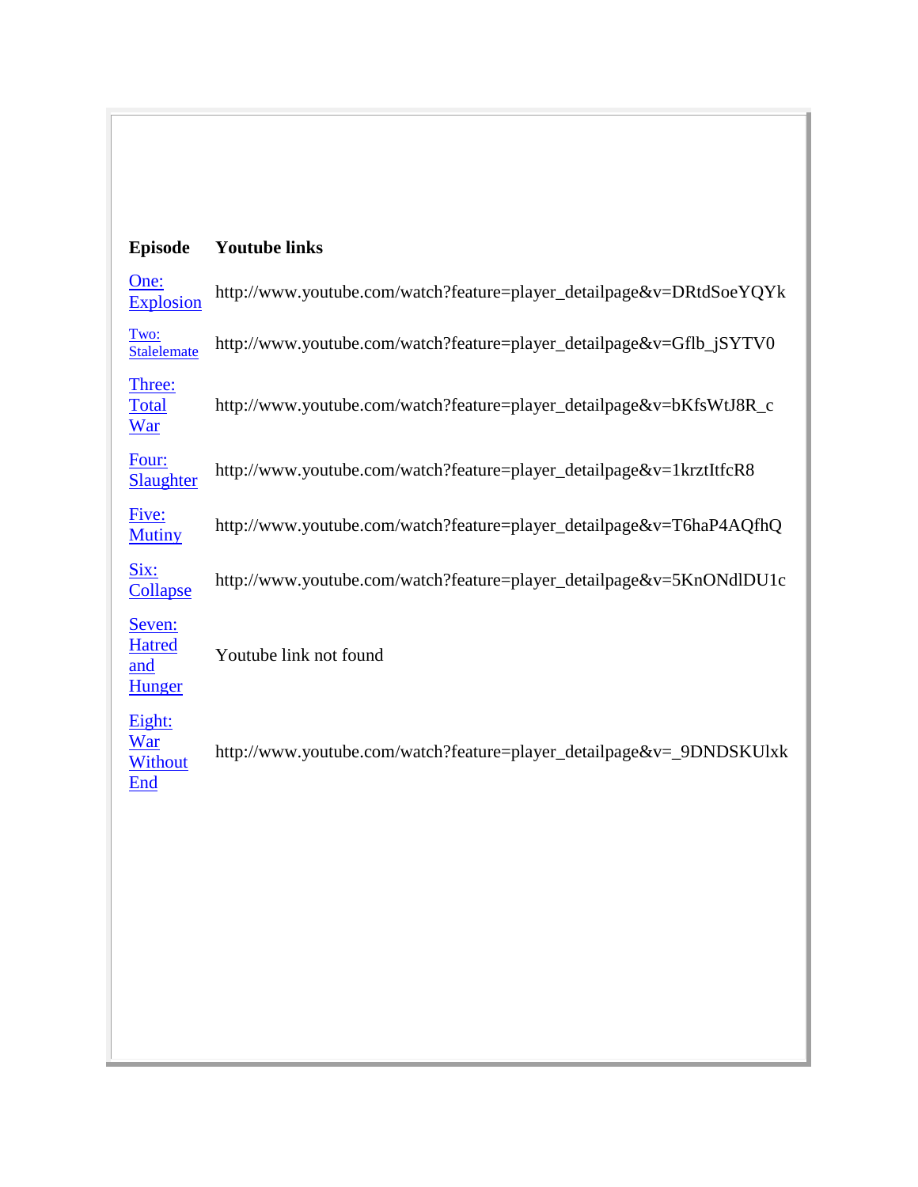| Episode | Youtube links |
| --- | --- |
| One: Explosion | http://www.youtube.com/watch?feature=player_detailpage&v=DRtdSoeYQYk |
| Two: Stalelemate | http://www.youtube.com/watch?feature=player_detailpage&v=Gflb_jSYTV0 |
| Three: Total War | http://www.youtube.com/watch?feature=player_detailpage&v=bKfsWtJ8R_c |
| Four: Slaughter | http://www.youtube.com/watch?feature=player_detailpage&v=1krztItfcR8 |
| Five: Mutiny | http://www.youtube.com/watch?feature=player_detailpage&v=T6haP4AQfhQ |
| Six: Collapse | http://www.youtube.com/watch?feature=player_detailpage&v=5KnONdlDU1c |
| Seven: Hatred and Hunger | Youtube link not found |
| Eight: War Without End | http://www.youtube.com/watch?feature=player_detailpage&v=_9DNDSKUlxk |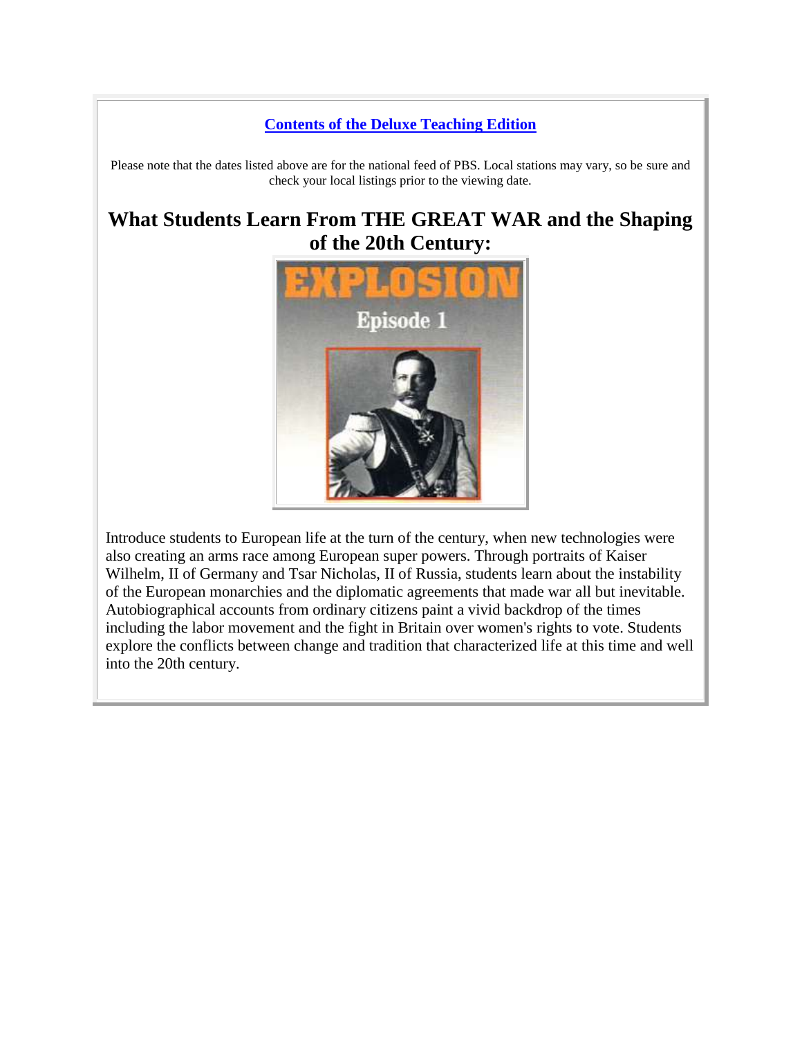**Contents of the Deluxe Teaching Edition**

Please note that the dates listed above are for the national feed of PBS. Local stations may vary, so be sure and check your local listings prior to the viewing date.

## What Students Learn From THE GREAT WAR and the Shaping of the 20th Century:

Introduce students to European life at the turn of the century, when new technologies were also creating an arms race among European super powers. Through portraits of Kaiser Wilhelm, II of Germany and Tsar Nicholas, II of Russia, students learn about the instability of the European monarchies and the diplomatic agreements that made war all but inevitable. Autobiographical accounts from ordinary citizens paint a vivid backdrop of the times including the labor movement and the fight in Britain over women's rights to vote. Students explore the conflicts between change and tradition that characterized life at this time and well into the 20th century.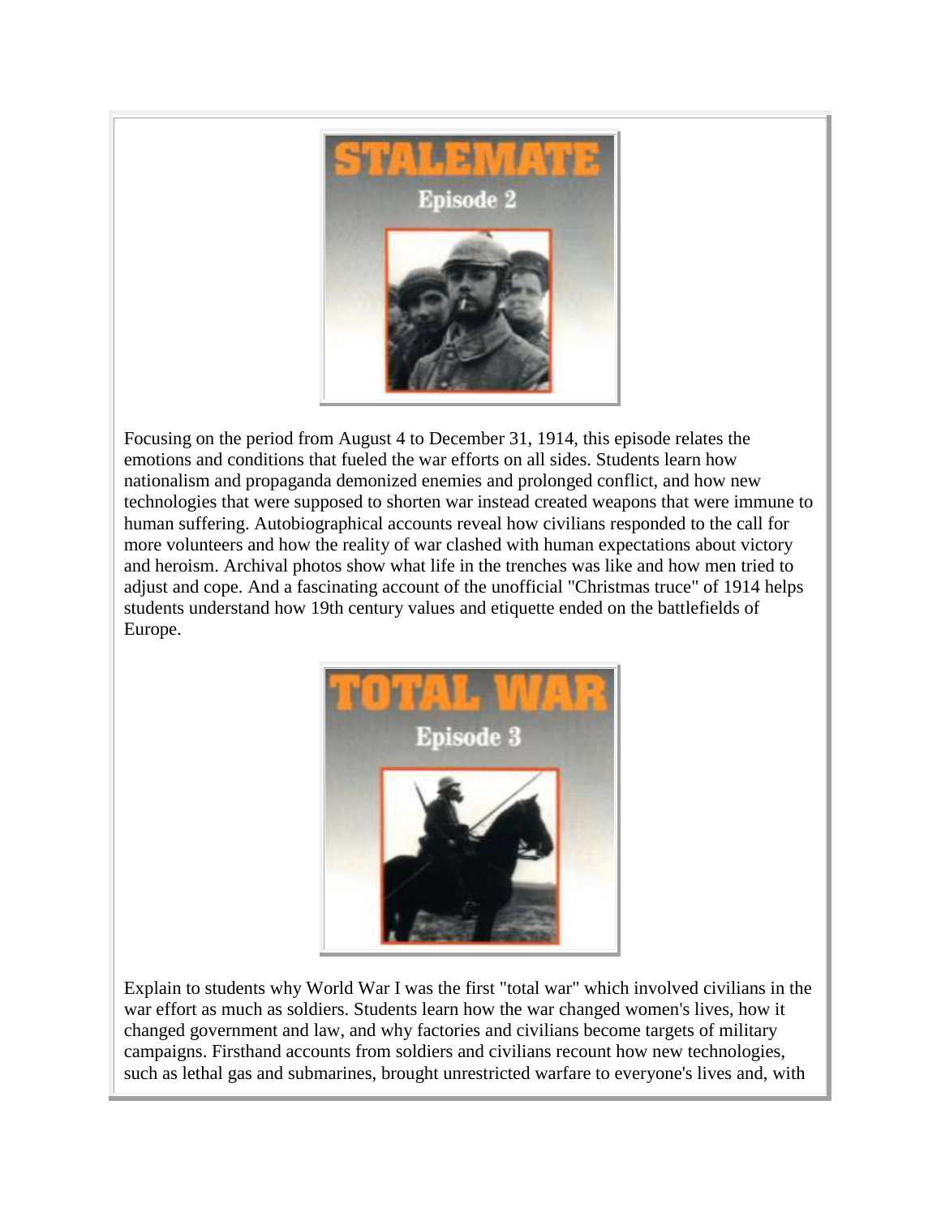STALEMATE

Episode 2

Focusing on the period from August 4 to December 31, 1914, this episode relates the emotions and conditions that fueled the war efforts on all sides. Students learn how nationalism and propaganda demonized enemies and prolonged conflict, and how new technologies that were supposed to shorten war instead created weapons that were immune to human suffering. Autobiographical accounts reveal how civilians responded to the call for more volunteers and how the reality of war clashed with human expectations about victory and heroism. Archival photos show what life in the trenches was like and how men tried to adjust and cope. And a fascinating account of the unofficial "Christmas truce" of 1914 helps students understand how 19th century values and etiquette ended on the battlefields of Europe.

TOTAL WAR

Episode 3

Explain to students why World War I was the first "total war" which involved civilians in the war effort as much as soldiers. Students learn how the war changed women's lives, how it changed government and law, and why factories and civilians become targets of military campaigns. Firsthand accounts from soldiers and civilians recount how new technologies, such as lethal gas and submarines, brought unrestricted warfare to everyone's lives and, with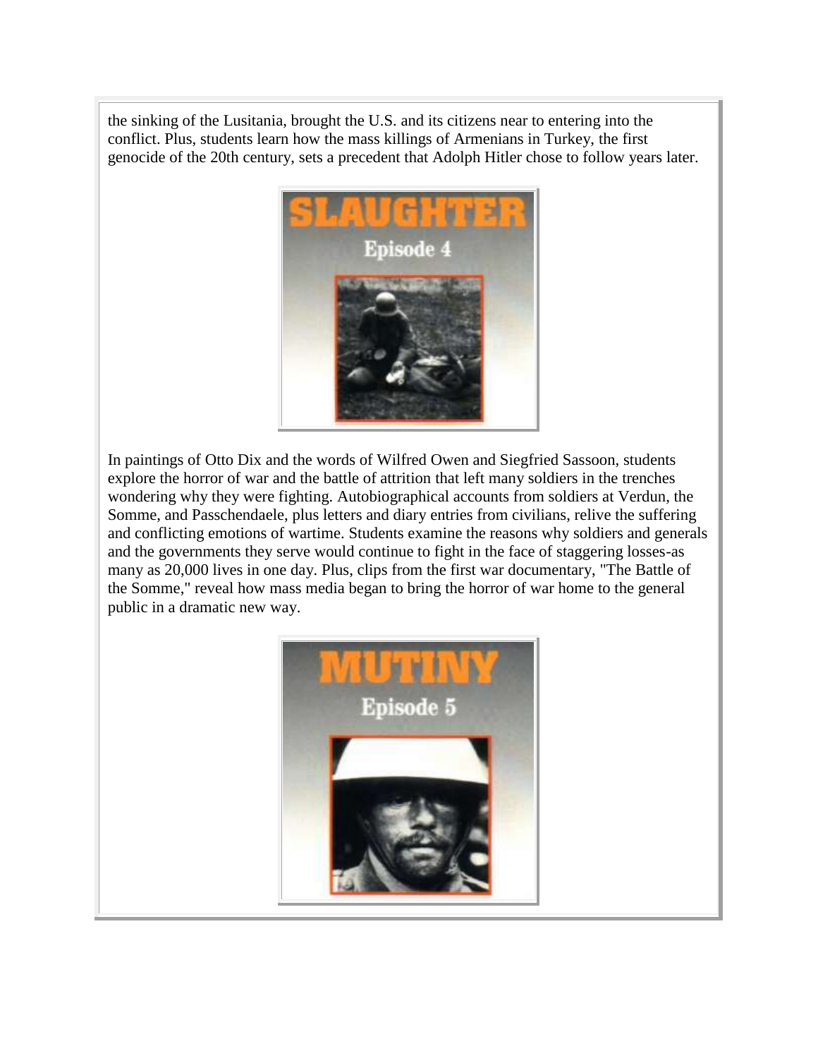the sinking of the Lusitania, brought the U.S. and its citizens near to entering into the conflict. Plus, students learn how the mass killings of Armenians in Turkey, the first genocide of the 20th century, sets a precedent that Adolph Hitler chose to follow years later.

SLAUGHTER
Episode 4

In paintings of Otto Dix and the words of Wilfred Owen and Siegfried Sassoon, students explore the horror of war and the battle of attrition that left many soldiers in the trenches wondering why they were fighting. Autobiographical accounts from soldiers at Verdun, the Somme, and Passchendaele, plus letters and diary entries from civilians, relive the suffering and conflicting emotions of wartime. Students examine the reasons why soldiers and generals and the governments they serve would continue to fight in the face of staggering losses-as many as 20,000 lives in one day. Plus, clips from the first war documentary, "The Battle of the Somme," reveal how mass media began to bring the horror of war home to the general public in a dramatic new way.

MUTINY
Episode 5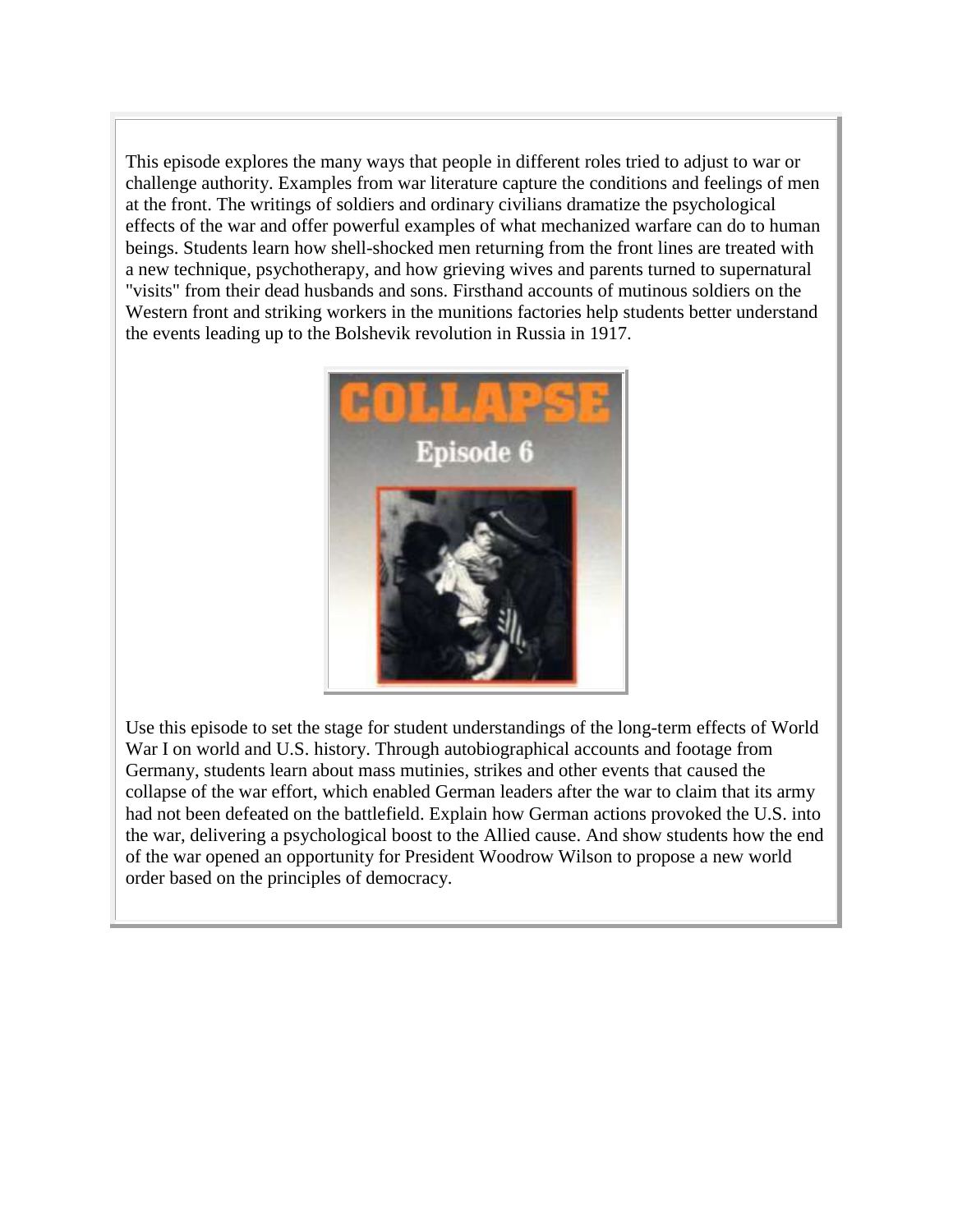This episode explores the many ways that people in different roles tried to adjust to war or challenge authority. Examples from war literature capture the conditions and feelings of men at the front. The writings of soldiers and ordinary civilians dramatize the psychological effects of the war and offer powerful examples of what mechanized warfare can do to human beings. Students learn how shell-shocked men returning from the front lines are treated with a new technique, psychotherapy, and how grieving wives and parents turned to supernatural "visits" from their dead husbands and sons. Firsthand accounts of mutinous soldiers on the Western front and striking workers in the munitions factories help students better understand the events leading up to the Bolshevik revolution in Russia in 1917.

Use this episode to set the stage for student understandings of the long-term effects of World War I on world and U.S. history. Through autobiographical accounts and footage from Germany, students learn about mass mutinies, strikes and other events that caused the collapse of the war effort, which enabled German leaders after the war to claim that its army had not been defeated on the battlefield. Explain how German actions provoked the U.S. into the war, delivering a psychological boost to the Allied cause. And show students how the end of the war opened an opportunity for President Woodrow Wilson to propose a new world order based on the principles of democracy.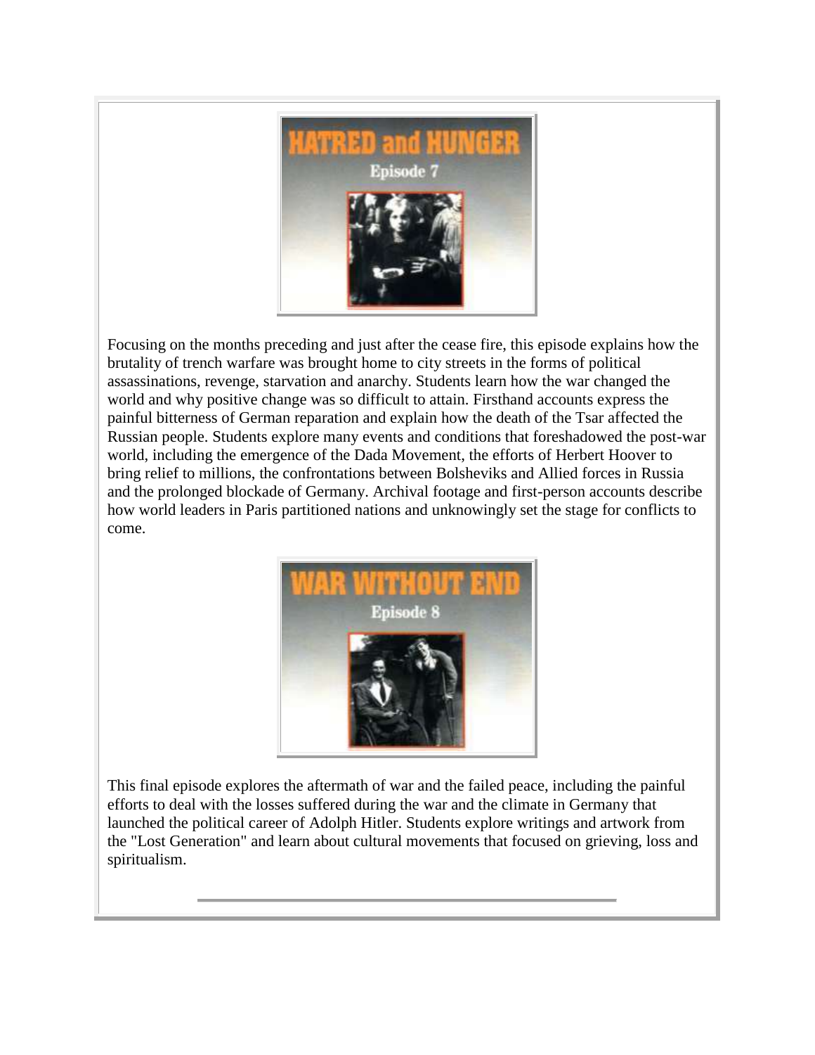## HATRED and HUNGER

### Episode 7

Focusing on the months preceding and just after the cease fire, this episode explains how the brutality of trench warfare was brought home to city streets in the forms of political assassinations, revenge, starvation and anarchy. Students learn how the war changed the world and why positive change was so difficult to attain. Firsthand accounts express the painful bitterness of German reparation and explain how the death of the Tsar affected the Russian people. Students explore many events and conditions that foreshadowed the post-war world, including the emergence of the Dada Movement, the efforts of Herbert Hoover to bring relief to millions, the confrontations between Bolsheviks and Allied forces in Russia and the prolonged blockade of Germany. Archival footage and first-person accounts describe how world leaders in Paris partitioned nations and unknowingly set the stage for conflicts to come.

## WAR WITHOUT END

### Episode 8

This final episode explores the aftermath of war and the failed peace, including the painful efforts to deal with the losses suffered during the war and the climate in Germany that launched the political career of Adolph Hitler. Students explore writings and artwork from the "Lost Generation" and learn about cultural movements that focused on grieving, loss and spiritualism.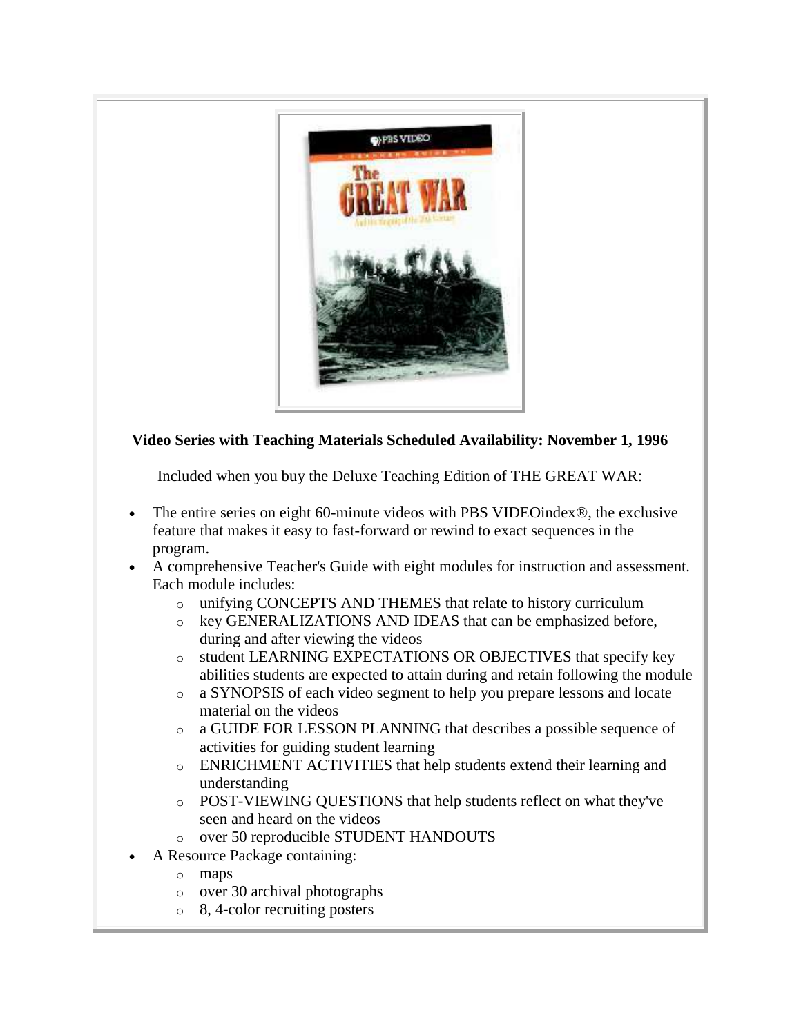**Video Series with Teaching Materials Scheduled Availability: November 1, 1996**

Included when you buy the Deluxe Teaching Edition of THE GREAT WAR:

- The entire series on eight 60-minute videos with PBS VIDEOindex®, the exclusive feature that makes it easy to fast-forward or rewind to exact sequences in the program.
- A comprehensive Teacher's Guide with eight modules for instruction and assessment. Each module includes:
  - unifying CONCEPTS AND THEMES that relate to history curriculum
  - key GENERALIZATIONS AND IDEAS that can be emphasized before, during and after viewing the videos
  - student LEARNING EXPECTATIONS OR OBJECTIVES that specify key abilities students are expected to attain during and retain following the module
  - a SYNOPSIS of each video segment to help you prepare lessons and locate material on the videos
  - a GUIDE FOR LESSON PLANNING that describes a possible sequence of activities for guiding student learning
  - ENRICHMENT ACTIVITIES that help students extend their learning and understanding
  - POST-VIEWING QUESTIONS that help students reflect on what they've seen and heard on the videos
  - over 50 reproducible STUDENT HANDOUTS
- A Resource Package containing:
  - maps
  - over 30 archival photographs
  - 8, 4-color recruiting posters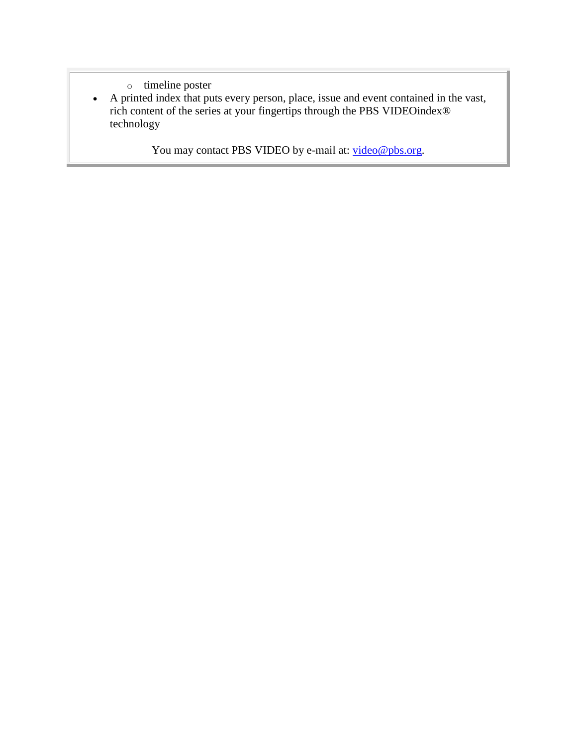- timeline poster
- A printed index that puts every person, place, issue and event contained in the vast, rich content of the series at your fingertips through the PBS VIDEOindex® technology

You may contact PBS VIDEO by e-mail at: video@pbs.org.